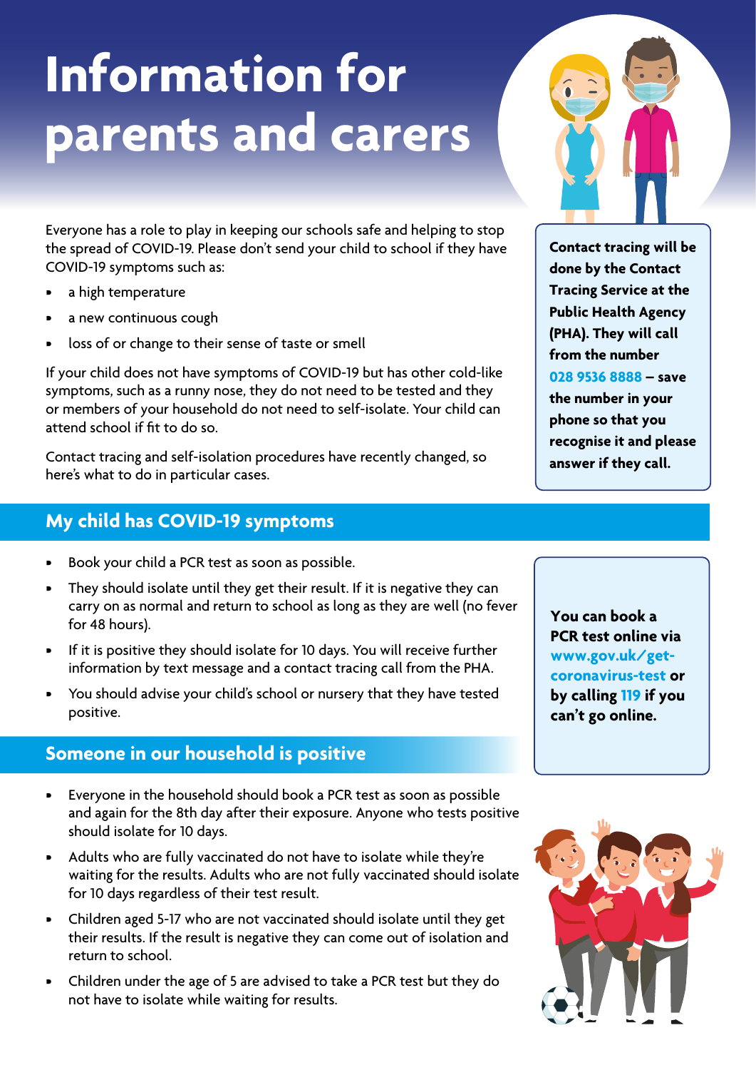# Information for parents and carers

Everyone has a role to play in keeping our schools safe and helping to stop the spread of COVID-19. Please don't send your child to school if they have COVID-19 symptoms such as:

- a high temperature
- a new continuous cough
- loss of or change to their sense of taste or smell

If your child does not have symptoms of COVID-19 but has other cold-like symptoms, such as a runny nose, they do not need to be tested and they or members of your household do not need to self-isolate. Your child can attend school if fit to do so.

Contact tracing and self-isolation procedures have recently changed, so here's what to do in particular cases.

**Contact tracing will be done by the Contact Tracing Service at the Public Health Agency (PHA). They will call from the number 028 9536 8888 – save the number in your phone so that you recognise it and please answer if they call.**

## My child has COVID-19 symptoms

- Book your child a PCR test as soon as possible.
- They should isolate until they get their result. If it is negative they can carry on as normal and return to school as long as they are well (no fever for 48 hours).
- If it is positive they should isolate for 10 days. You will receive further information by text message and a contact tracing call from the PHA.
- You should advise your child's school or nursery that they have tested positive.

**You can book a PCR test online via www.gov.uk/get-coronavirus-test or by calling 119 if you can't go online.**

## Someone in our household is positive

- Everyone in the household should book a PCR test as soon as possible and again for the 8th day after their exposure. Anyone who tests positive should isolate for 10 days.
- Adults who are fully vaccinated do not have to isolate while they're waiting for the results. Adults who are not fully vaccinated should isolate for 10 days regardless of their test result.
- Children aged 5-17 who are not vaccinated should isolate until they get their results. If the result is negative they can come out of isolation and return to school.
- Children under the age of 5 are advised to take a PCR test but they do not have to isolate while waiting for results.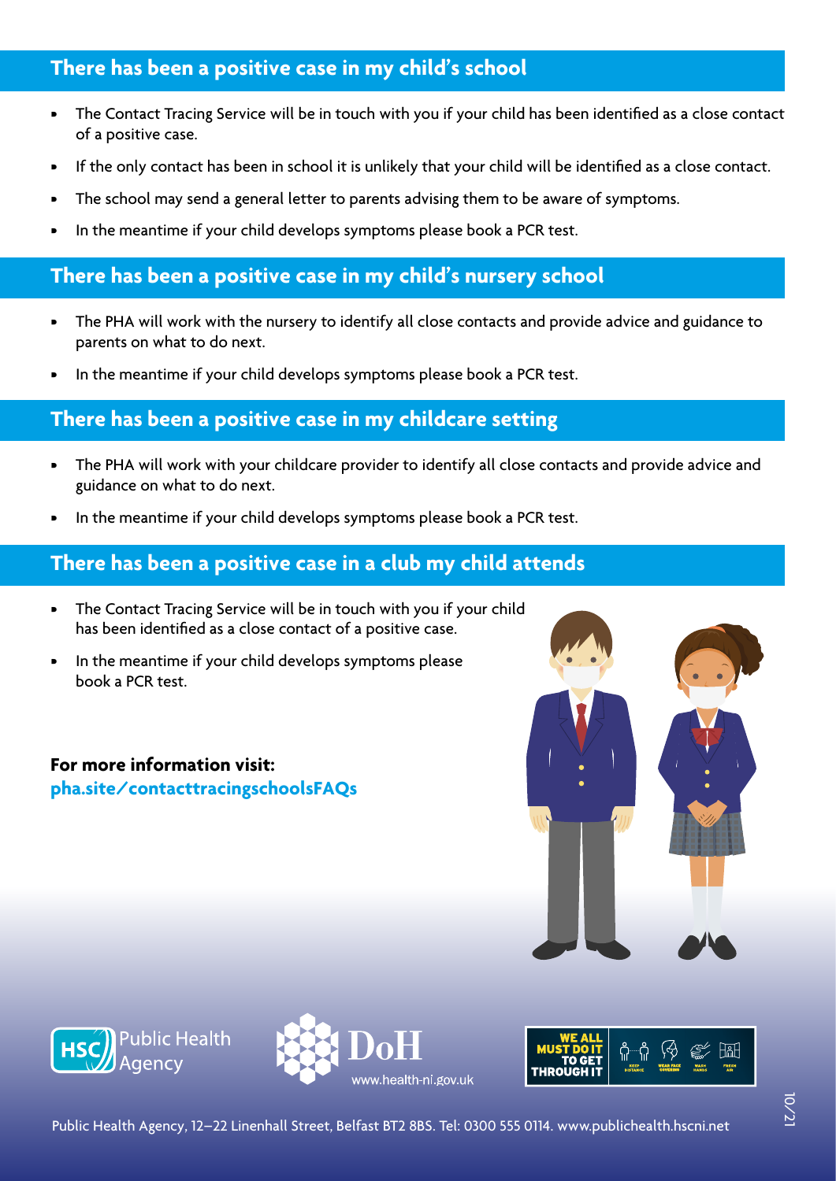## There has been a positive case in my child's school

- The Contact Tracing Service will be in touch with you if your child has been identified as a close contact of a positive case.
- If the only contact has been in school it is unlikely that your child will be identified as a close contact.
- The school may send a general letter to parents advising them to be aware of symptoms.
- In the meantime if your child develops symptoms please book a PCR test.

## There has been a positive case in my child's nursery school

- The PHA will work with the nursery to identify all close contacts and provide advice and guidance to parents on what to do next.
- In the meantime if your child develops symptoms please book a PCR test.

## There has been a positive case in my childcare setting

- The PHA will work with your childcare provider to identify all close contacts and provide advice and guidance on what to do next.
- In the meantime if your child develops symptoms please book a PCR test.

## There has been a positive case in a club my child attends

- The Contact Tracing Service will be in touch with you if your child has been identified as a close contact of a positive case.
- In the meantime if your child develops symptoms please book a PCR test.

**For more information visit:**
**pha.site/contacttracingschoolsFAQs**

Public Health Agency, 12–22 Linenhall Street, Belfast BT2 8BS. Tel: 0300 555 0114. www.publichealth.hscni.net

10/21